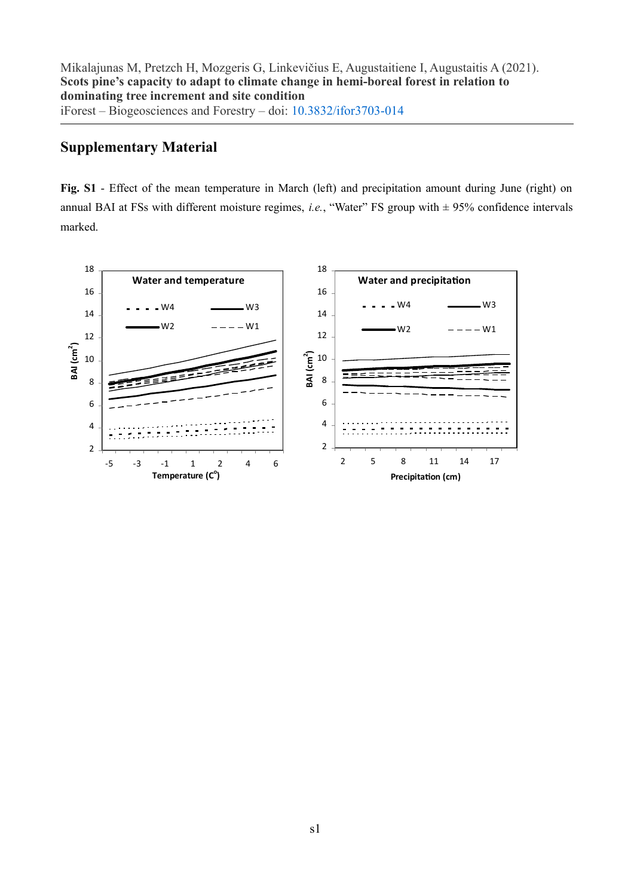Mikalajunas M, Pretzch H, Mozgeris G, Linkevičius E, Augustaitiene I, Augustaitis A (2021).
**Scots pine's capacity to adapt to climate change in hemi-boreal forest in relation to dominating tree increment and site condition**
iForest – Biogeosciences and Forestry – doi: 10.3832/ifor3703-014

## Supplementary Material

**Fig. S1** - Effect of the mean temperature in March (left) and precipitation amount during June (right) on annual BAI at FSs with different moisture regimes, *i.e.*, "Water" FS group with ± 95% confidence intervals marked.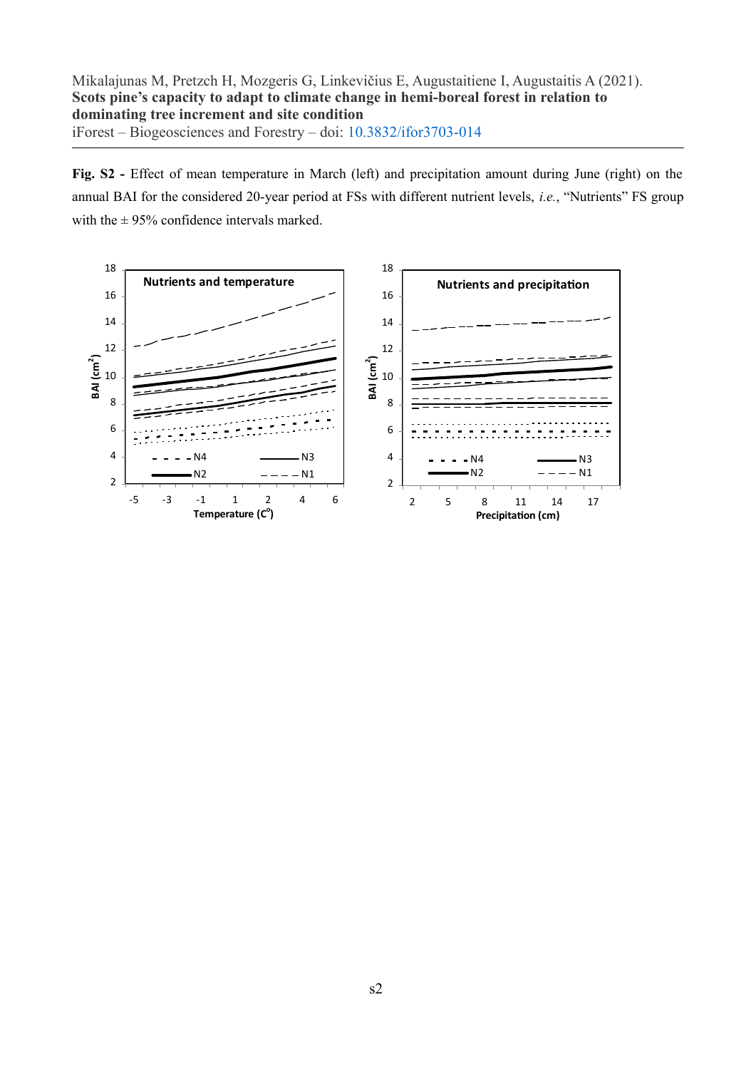**Fig. S2 -** Effect of mean temperature in March (left) and precipitation amount during June (right) on the annual BAI for the considered 20-year period at FSs with different nutrient levels, *i.e.*, "Nutrients" FS group with the ± 95% confidence intervals marked.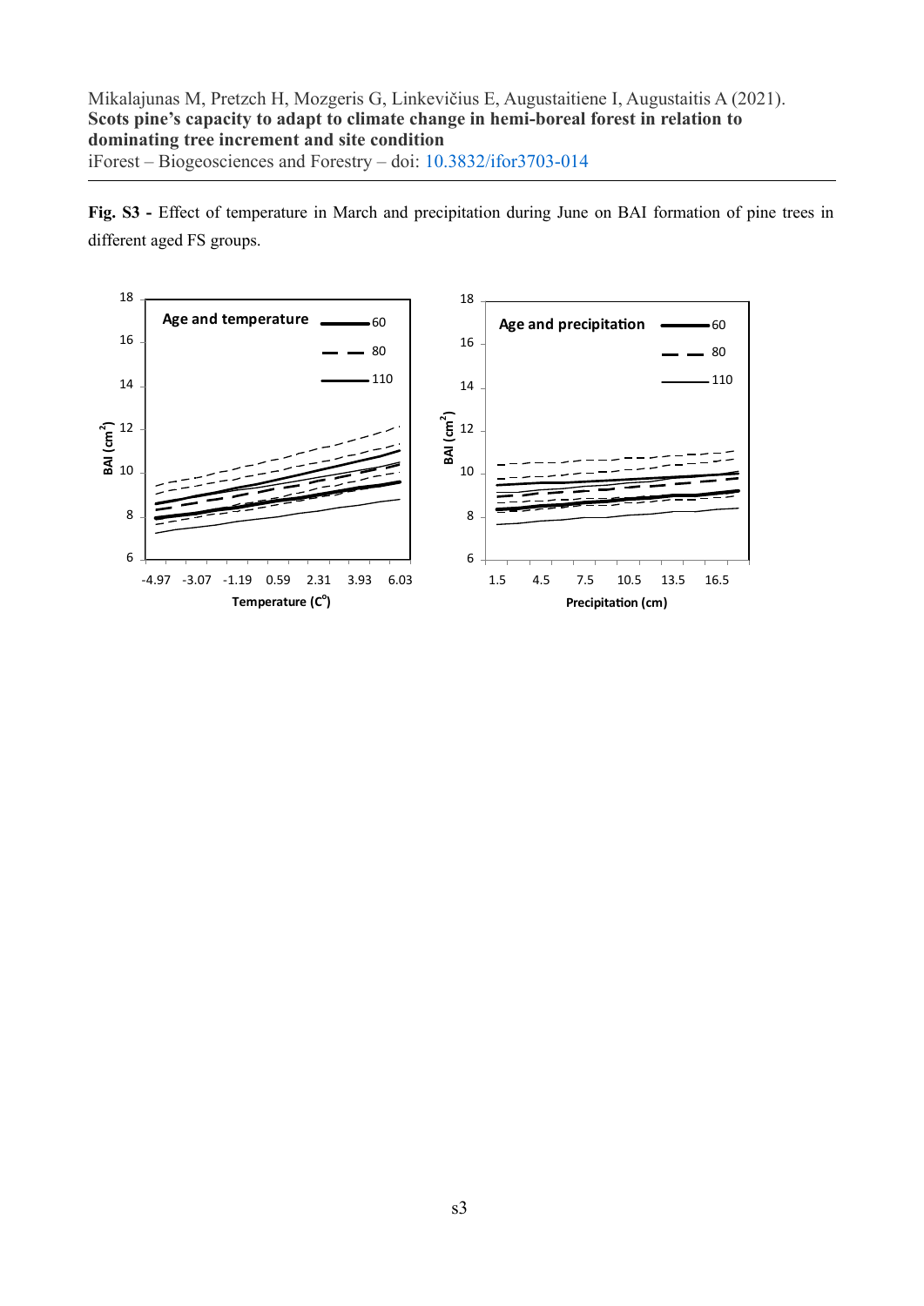**Fig. S3 -** Effect of temperature in March and precipitation during June on BAI formation of pine trees in different aged FS groups.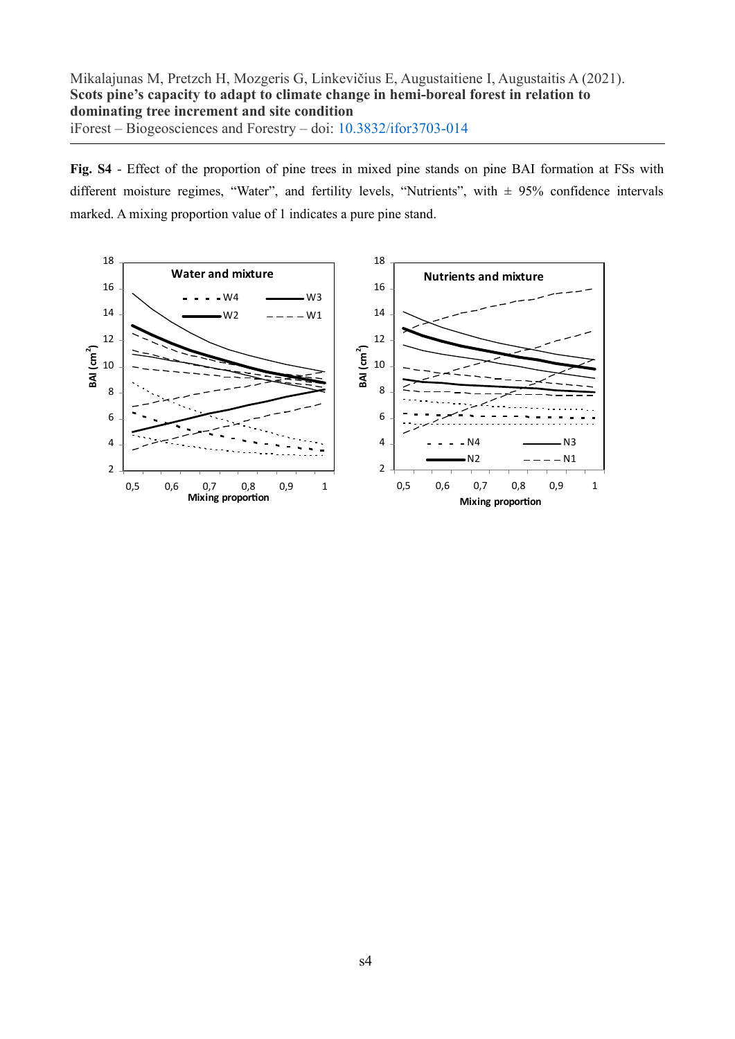Mikalajunas M, Pretzch H, Mozgeris G, Linkevičius E, Augustaitiene I, Augustaitis A (2021).
**Scots pine's capacity to adapt to climate change in hemi-boreal forest in relation to dominating tree increment and site condition**
iForest – Biogeosciences and Forestry – doi: 10.3832/ifor3703-014

**Fig. S4** - Effect of the proportion of pine trees in mixed pine stands on pine BAI formation at FSs with different moisture regimes, "Water", and fertility levels, "Nutrients", with ± 95% confidence intervals marked. A mixing proportion value of 1 indicates a pure pine stand.

Water and mixture

W4
W3
W2
W1

BAI (cm$^2$)

18
16
14
12
10
8
6
4
2

0,5 0,6 0,7 0,8 0,9 1

Mixing proportion

Nutrients and mixture

N4
N3
N2
N1

BAI (cm$^2$)

18
16
14
12
10
8
6
4
2

0,5 0,6 0,7 0,8 0,9 1

Mixing proportion